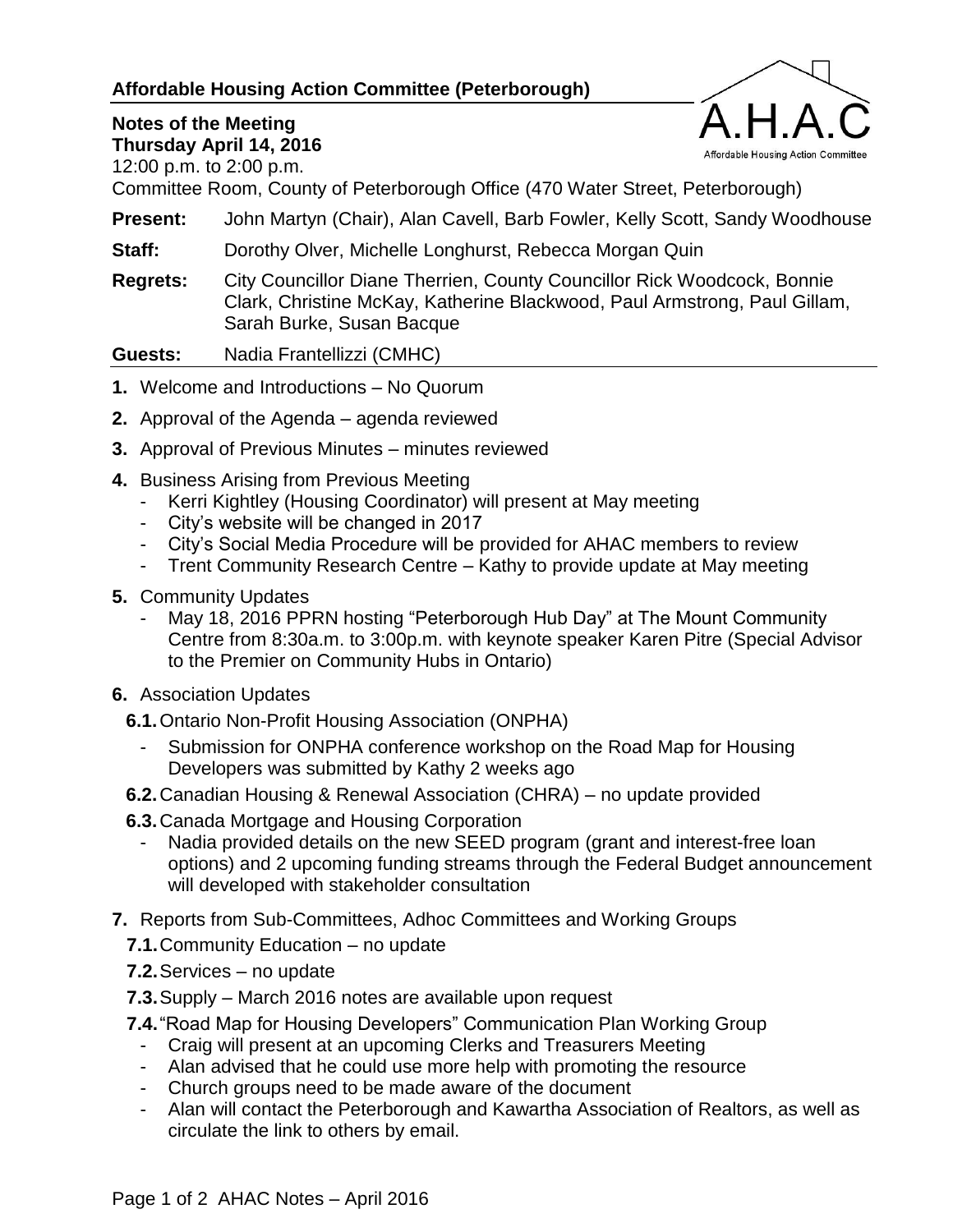**Affordable Housing Action Committee (Peterborough)**

A.H.A.C
Affordable Housing Action Committee

**Notes of the Meeting**
**Thursday April 14, 2016**
12:00 p.m. to 2:00 p.m.
Committee Room, County of Peterborough Office (470 Water Street, Peterborough)

**Present:** John Martyn (Chair), Alan Cavell, Barb Fowler, Kelly Scott, Sandy Woodhouse

**Staff:** Dorothy Olver, Michelle Longhurst, Rebecca Morgan Quin

**Regrets:** City Councillor Diane Therrien, County Councillor Rick Woodcock, Bonnie Clark, Christine McKay, Katherine Blackwood, Paul Armstrong, Paul Gillam, Sarah Burke, Susan Bacque

**Guests:** Nadia Frantellizzi (CMHC)

**1.** Welcome and Introductions – No Quorum

**2.** Approval of the Agenda – agenda reviewed

**3.** Approval of Previous Minutes – minutes reviewed

**4.** Business Arising from Previous Meeting
- Kerri Kightley (Housing Coordinator) will present at May meeting
- City's website will be changed in 2017
- City's Social Media Procedure will be provided for AHAC members to review
- Trent Community Research Centre – Kathy to provide update at May meeting

**5.** Community Updates
- May 18, 2016 PPRN hosting "Peterborough Hub Day" at The Mount Community Centre from 8:30a.m. to 3:00p.m. with keynote speaker Karen Pitre (Special Advisor to the Premier on Community Hubs in Ontario)

**6.** Association Updates

**6.1.** Ontario Non-Profit Housing Association (ONPHA)
- Submission for ONPHA conference workshop on the Road Map for Housing Developers was submitted by Kathy 2 weeks ago

**6.2.** Canadian Housing & Renewal Association (CHRA) – no update provided

**6.3.** Canada Mortgage and Housing Corporation
- Nadia provided details on the new SEED program (grant and interest-free loan options) and 2 upcoming funding streams through the Federal Budget announcement will developed with stakeholder consultation

**7.** Reports from Sub-Committees, Adhoc Committees and Working Groups

**7.1.** Community Education – no update

**7.2.** Services – no update

**7.3.** Supply – March 2016 notes are available upon request

**7.4.** "Road Map for Housing Developers" Communication Plan Working Group
- Craig will present at an upcoming Clerks and Treasurers Meeting
- Alan advised that he could use more help with promoting the resource
- Church groups need to be made aware of the document
- Alan will contact the Peterborough and Kawartha Association of Realtors, as well as circulate the link to others by email.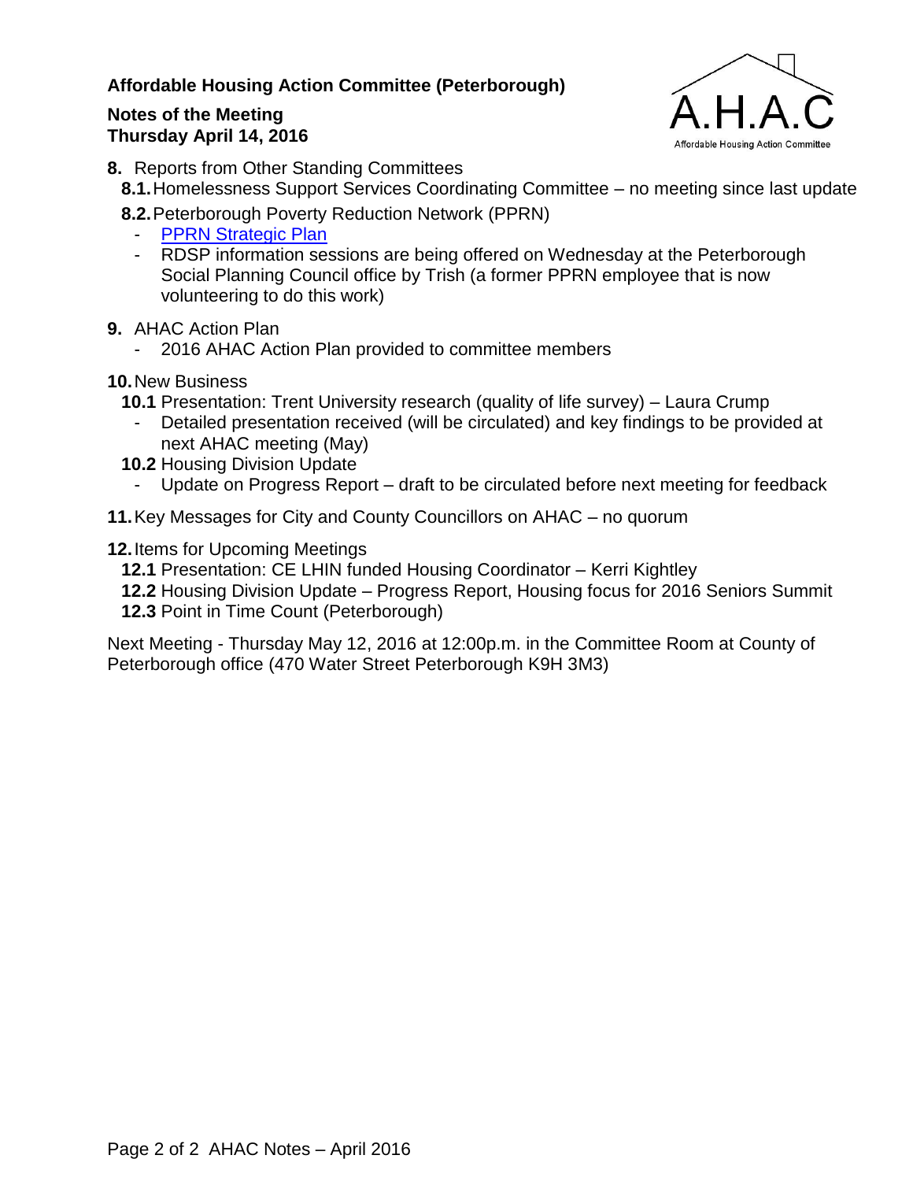**Affordable Housing Action Committee (Peterborough)**

**Notes of the Meeting**
**Thursday April 14, 2016**

A.H.A.C
Affordable Housing Action Committee

**8.** Reports from Other Standing Committees

**8.1.** Homelessness Support Services Coordinating Committee – no meeting since last update

**8.2.** Peterborough Poverty Reduction Network (PPRN)

- PPRN Strategic Plan
- RDSP information sessions are being offered on Wednesday at the Peterborough Social Planning Council office by Trish (a former PPRN employee that is now volunteering to do this work)

**9.** AHAC Action Plan

- 2016 AHAC Action Plan provided to committee members

**10.** New Business

**10.1** Presentation: Trent University research (quality of life survey) – Laura Crump

- Detailed presentation received (will be circulated) and key findings to be provided at next AHAC meeting (May)

**10.2** Housing Division Update

- Update on Progress Report – draft to be circulated before next meeting for feedback

**11.** Key Messages for City and County Councillors on AHAC – no quorum

**12.** Items for Upcoming Meetings

**12.1** Presentation: CE LHIN funded Housing Coordinator – Kerri Kightley

**12.2** Housing Division Update – Progress Report, Housing focus for 2016 Seniors Summit

**12.3** Point in Time Count (Peterborough)

Next Meeting - Thursday May 12, 2016 at 12:00p.m. in the Committee Room at County of Peterborough office (470 Water Street Peterborough K9H 3M3)